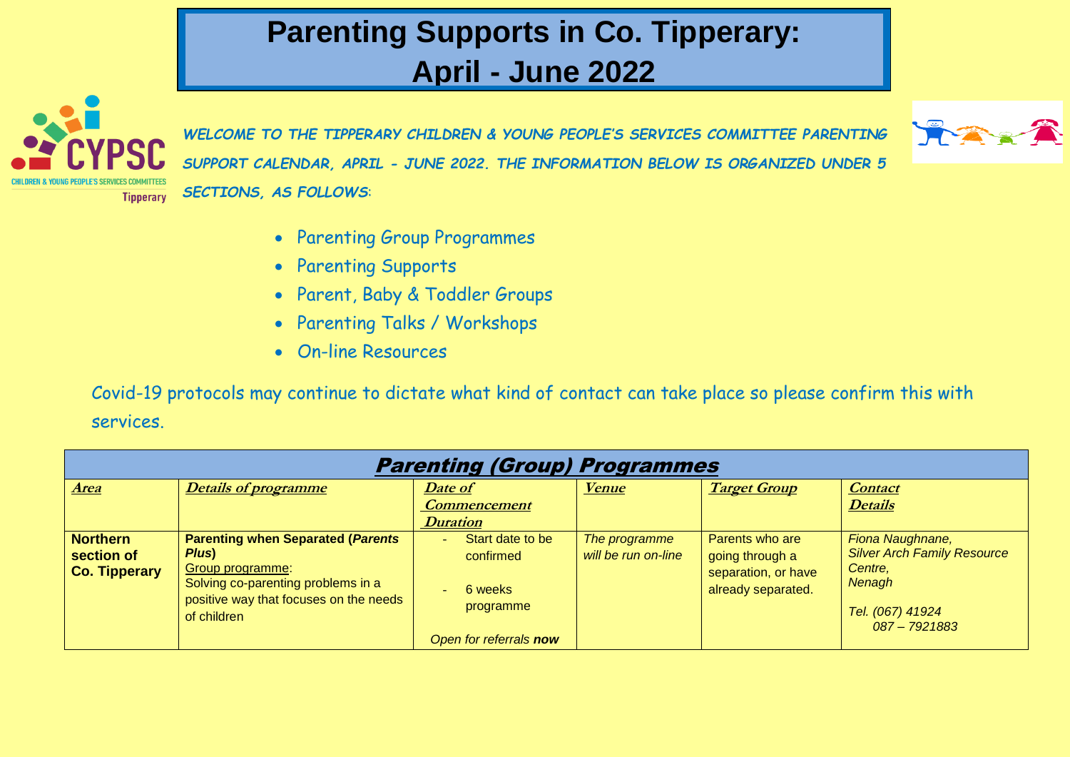# Parenting Supports in Co. Tipperary: April - June 2022

***WELCOME TO THE TIPPERARY CHILDREN & YOUNG PEOPLE'S SERVICES COMMITTEE PARENTING SUPPORT CALENDAR, APRIL - JUNE 2022. THE INFORMATION BELOW IS ORGANIZED UNDER 5 SECTIONS, AS FOLLOWS:***

- Parenting Group Programmes
- Parenting Supports
- Parent, Baby & Toddler Groups
- Parenting Talks / Workshops
- On-line Resources

Covid-19 protocols may continue to dictate what kind of contact can take place so please confirm this with services.

## Parenting (Group) Programmes

| Area | Details of programme | Date of Commencement Duration | Venue | Target Group | Contact Details |
|---|---|---|---|---|---|
| **Northern section of Co. Tipperary** | **Parenting when Separated (*Parents Plus*)**<br>Group programme:<br>Solving co-parenting problems in a positive way that focuses on the needs of children | - Start date to be confirmed<br>- 6 weeks programme<br>*Open for referrals **now*** | *The programme will be run on-line* | Parents who are going through a separation, or have already separated. | *Fiona Naughnane, Silver Arch Family Resource Centre, Nenagh*<br>*Tel. (067) 41924*<br>*087 – 7921883* |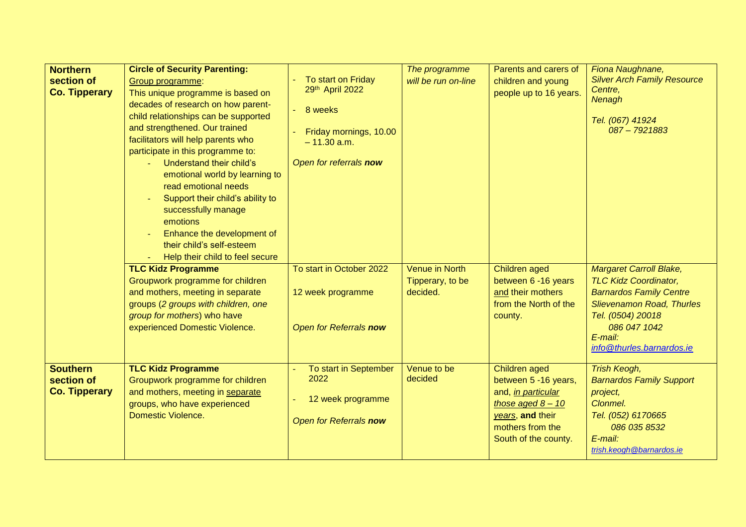| | | | | | |
|---|---|---|---|---|---|
| **Northern section of Co. Tipperary** | **Circle of Security Parenting:** Group programme: This unique programme is based on decades of research on how parent-child relationships can be supported and strengthened. Our trained facilitators will help parents who participate in this programme to: <br>- Understand their child's emotional world by learning to read emotional needs <br>- Support their child's ability to successfully manage emotions <br>- Enhance the development of their child's self-esteem <br>- Help their child to feel secure | - To start on Friday 29th April 2022 <br>- 8 weeks <br>- Friday mornings, 10.00 – 11.30 a.m. <br>*Open for referrals **now*** | *The programme will be run on-line* | Parents and carers of children and young people up to 16 years. | *Fiona Naughnane, Silver Arch Family Resource Centre, Nenagh* <br>*Tel. (067) 41924* <br>*087 – 7921883* |
| | **TLC Kidz Programme** <br>Groupwork programme for children and mothers, meeting in separate groups (*2 groups with children, one group for mothers*) who have experienced Domestic Violence. | To start in October 2022 <br>12 week programme <br>*Open for Referrals **now*** | Venue in North Tipperary, to be decided. | Children aged between 6 -16 years and their mothers from the North of the county. | *Margaret Carroll Blake, TLC Kidz Coordinator, Barnardos Family Centre Slievenamon Road, Thurles* <br>*Tel. (0504) 20018* <br>*086 047 1042* <br>*E-mail:* <br>*info@thurles.barnardos.ie* |
| **Southern section of Co. Tipperary** | **TLC Kidz Programme** <br>Groupwork programme for children and mothers, meeting in separate groups, who have experienced Domestic Violence. | - To start in September 2022 <br>- 12 week programme <br>*Open for Referrals **now*** | Venue to be decided | Children aged between 5 -16 years, and, *in particular those aged 8 – 10 years*, **and** their mothers from the South of the county. | *Trish Keogh, Barnardos Family Support project, Clonmel.* <br>*Tel. (052) 6170665* <br>*086 035 8532* <br>*E-mail:* <br>*trish.keogh@barnardos.ie* |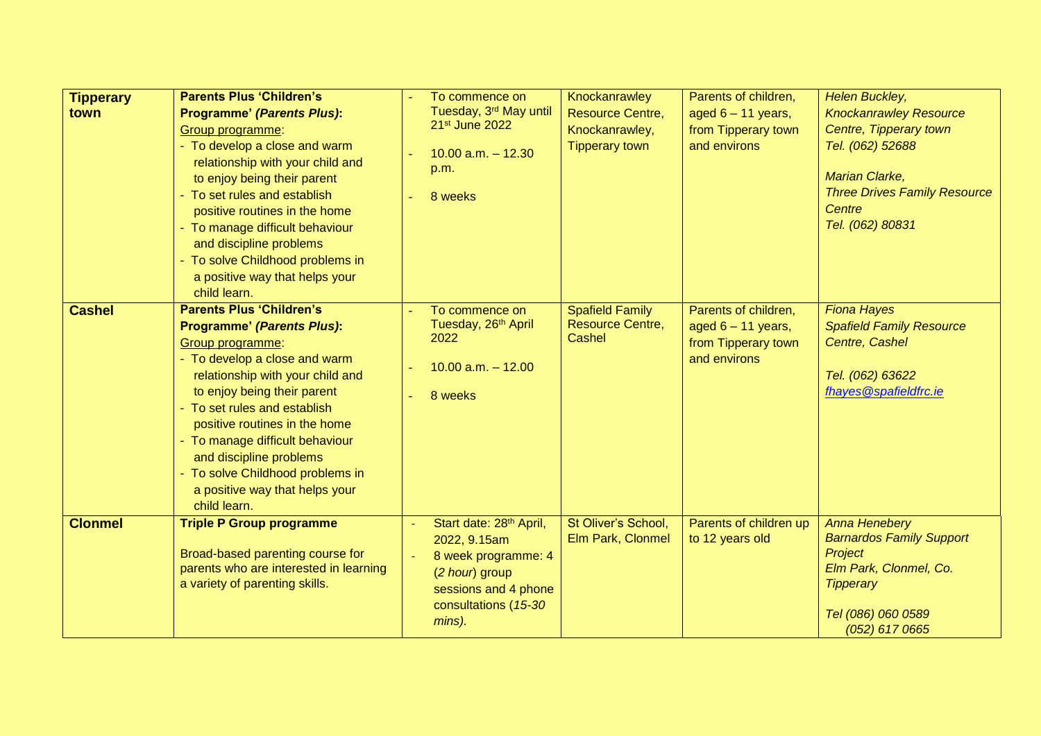| | | | | | |
|---|---|---|---|---|---|
| **Tipperary town** | **Parents Plus 'Children's Programme' *(Parents Plus)*:**<br>Group programme:<br>- To develop a close and warm relationship with your child and to enjoy being their parent<br>- To set rules and establish positive routines in the home<br>- To manage difficult behaviour and discipline problems<br>- To solve Childhood problems in a positive way that helps your child learn. | - To commence on Tuesday, 3rd May until 21st June 2022<br>- 10.00 a.m. – 12.30 p.m.<br>- 8 weeks | Knockanrawley Resource Centre, Knockanrawley, Tipperary town | Parents of children, aged 6 – 11 years, from Tipperary town and environs | *Helen Buckley, Knockanrawley Resource Centre, Tipperary town*<br>*Tel. (062) 52688*<br><br>*Marian Clarke, Three Drives Family Resource Centre*<br>*Tel. (062) 80831* |
| **Cashel** | **Parents Plus 'Children's Programme' *(Parents Plus)*:**<br>Group programme:<br>- To develop a close and warm relationship with your child and to enjoy being their parent<br>- To set rules and establish positive routines in the home<br>- To manage difficult behaviour and discipline problems<br>- To solve Childhood problems in a positive way that helps your child learn. | - To commence on Tuesday, 26th April 2022<br>- 10.00 a.m. – 12.00<br>- 8 weeks | Spafield Family Resource Centre, Cashel | Parents of children, aged 6 – 11 years, from Tipperary town and environs | *Fiona Hayes*<br>*Spafield Family Resource Centre, Cashel*<br><br>*Tel. (062) 63622*<br>*fhayes@spafieldfrc.ie* |
| **Clonmel** | **Triple P Group programme**<br><br>Broad-based parenting course for parents who are interested in learning a variety of parenting skills. | - Start date: 28th April, 2022, 9.15am<br>- 8 week programme: 4 (*2 hour*) group sessions and 4 phone consultations (*15-30 mins).* | St Oliver's School, Elm Park, Clonmel | Parents of children up to 12 years old | *Anna Henebery*<br>*Barnardos Family Support Project*<br>*Elm Park, Clonmel, Co. Tipperary*<br><br>*Tel (086) 060 0589*<br>*(052) 617 0665* |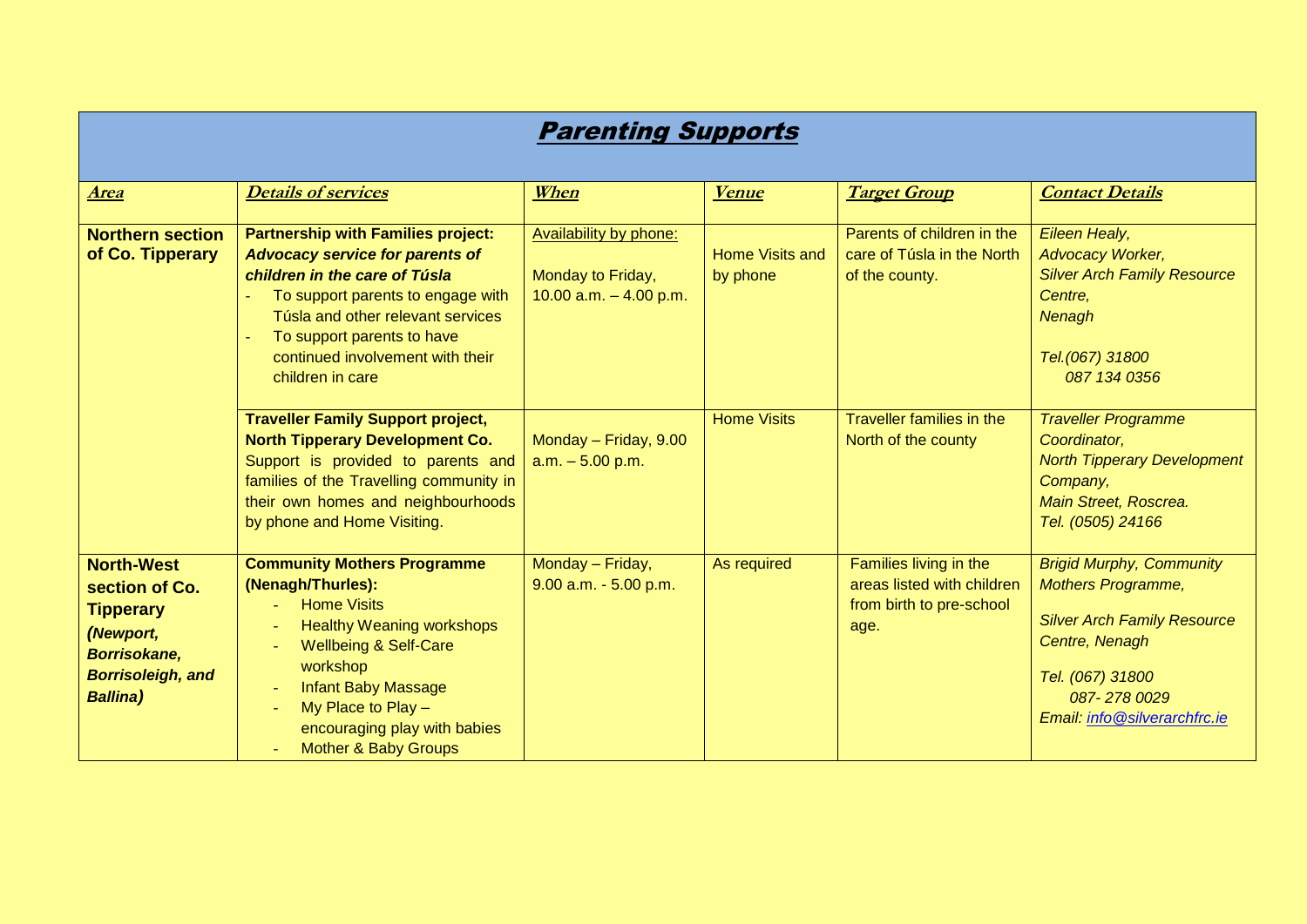# Parenting Supports

| Area | Details of services | When | Venue | Target Group | Contact Details |
|---|---|---|---|---|---|
| **Northern section of Co. Tipperary** | **Partnership with Families project:** ***Advocacy service for parents of children in the care of Túsla*** <br>- To support parents to engage with Túsla and other relevant services<br>- To support parents to have continued involvement with their children in care | Availability by phone:<br>Monday to Friday, 10.00 a.m. – 4.00 p.m. | Home Visits and by phone | Parents of children in the care of Túsla in the North of the county. | *Eileen Healy, Advocacy Worker, Silver Arch Family Resource Centre, Nenagh*<br>*Tel.(067) 31800*<br>*087 134 0356* |
| | **Traveller Family Support project, North Tipperary Development Co.** Support is provided to parents and families of the Travelling community in their own homes and neighbourhoods by phone and Home Visiting. | Monday – Friday, 9.00 a.m. – 5.00 p.m. | Home Visits | Traveller families in the North of the county | *Traveller Programme Coordinator, North Tipperary Development Company, Main Street, Roscrea. Tel. (0505) 24166* |
| **North-West section of Co. Tipperary** ***(Newport, Borrisokane, Borrisoleigh, and Ballina)*** | **Community Mothers Programme (Nenagh/Thurles):**<br>- Home Visits<br>- Healthy Weaning workshops<br>- Wellbeing & Self-Care workshop<br>- Infant Baby Massage<br>- My Place to Play – encouraging play with babies<br>- Mother & Baby Groups | Monday – Friday, 9.00 a.m. - 5.00 p.m. | As required | Families living in the areas listed with children from birth to pre-school age. | *Brigid Murphy, Community Mothers Programme,*<br>*Silver Arch Family Resource Centre, Nenagh*<br>*Tel. (067) 31800*<br>*087- 278 0029*<br>*Email: info@silverarchfrc.ie* |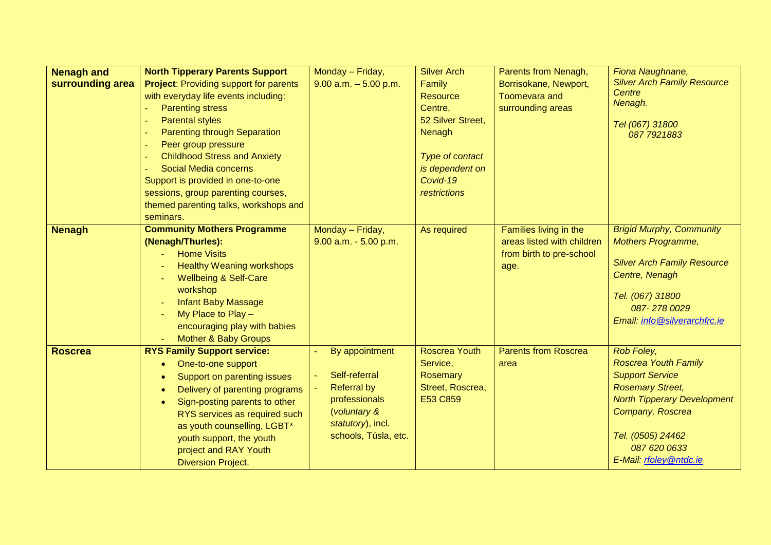| | | | | | |
|---|---|---|---|---|---|
| **Nenagh and surrounding area** | **North Tipperary Parents Support Project**: Providing support for parents with everyday life events including:<br>- Parenting stress<br>- Parental styles<br>- Parenting through Separation<br>- Peer group pressure<br>- Childhood Stress and Anxiety<br>- Social Media concerns<br>Support is provided in one-to-one sessions, group parenting courses, themed parenting talks, workshops and seminars. | Monday – Friday, 9.00 a.m. – 5.00 p.m. | Silver Arch Family Resource Centre, 52 Silver Street, Nenagh<br><br>*Type of contact is dependent on Covid-19 restrictions* | Parents from Nenagh, Borrisokane, Newport, Toomevara and surrounding areas | *Fiona Naughnane, Silver Arch Family Resource Centre Nenagh.*<br><br>*Tel (067) 31800*<br>*087 7921883* |
| **Nenagh** | **Community Mothers Programme (Nenagh/Thurles):**<br>- Home Visits<br>- Healthy Weaning workshops<br>- Wellbeing & Self-Care workshop<br>- Infant Baby Massage<br>- My Place to Play – encouraging play with babies<br>- Mother & Baby Groups | Monday – Friday, 9.00 a.m. - 5.00 p.m. | As required | Families living in the areas listed with children from birth to pre-school age. | *Brigid Murphy, Community Mothers Programme,*<br><br>*Silver Arch Family Resource Centre, Nenagh*<br><br>*Tel. (067) 31800*<br>*087- 278 0029*<br>*Email: info@silverarchfrc.ie* |
| **Roscrea** | **RYS Family Support service:**<br>- One-to-one support<br>- Support on parenting issues<br>- Delivery of parenting programs<br>- Sign-posting parents to other RYS services as required such as youth counselling, LGBT* youth support, the youth project and RAY Youth Diversion Project. | - By appointment<br><br>- Self-referral<br>- Referral by professionals (*voluntary & statutory*), incl. schools, Túsla, etc. | Roscrea Youth Service, Rosemary Street, Roscrea, E53 C859 | Parents from Roscrea area | *Rob Foley, Roscrea Youth Family Support Service Rosemary Street, North Tipperary Development Company, Roscrea*<br><br>*Tel. (0505) 24462*<br>*087 620 0633*<br>*E-Mail: rfoley@ntdc.ie* |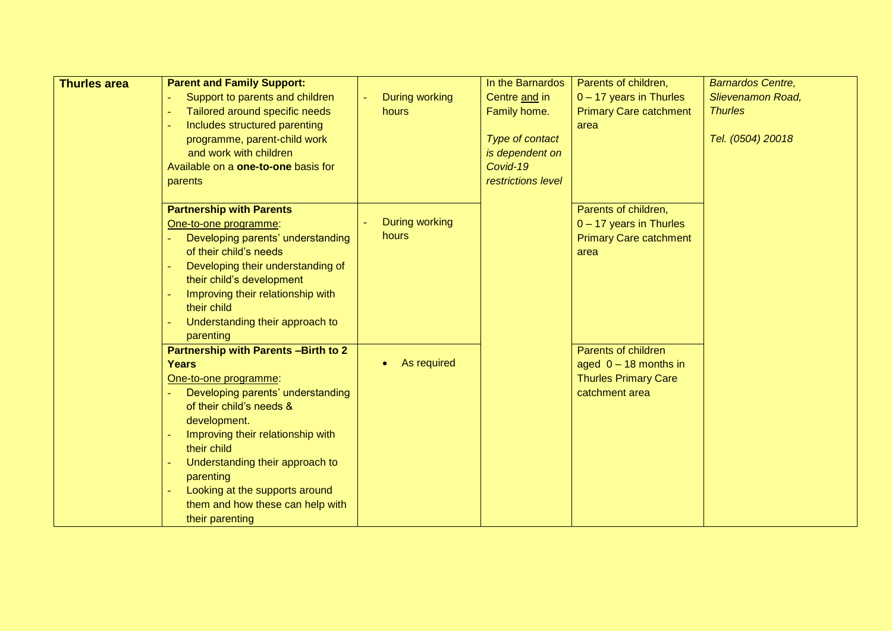| Thurles area | **Parent and Family Support:**<br>- Support to parents and children<br>- Tailored around specific needs<br>- Includes structured parenting programme, parent-child work and work with children<br>Available on a **one-to-one** basis for parents | - During working hours | In the Barnardos Centre and in Family home.<br><br>*Type of contact is dependent on Covid-19 restrictions level* | Parents of children, 0 – 17 years in Thurles Primary Care catchment area | *Barnardos Centre, Slievenamon Road, Thurles*<br><br>*Tel. (0504) 20018* |
|---|---|---|---|---|---|
| | **Partnership with Parents**<br>One-to-one programme:<br>- Developing parents' understanding of their child's needs<br>- Developing their understanding of their child's development<br>- Improving their relationship with their child<br>- Understanding their approach to parenting | - During working hours | | Parents of children, 0 – 17 years in Thurles Primary Care catchment area | |
| | **Partnership with Parents –Birth to 2 Years**<br>One-to-one programme:<br>- Developing parents' understanding of their child's needs & development.<br>- Improving their relationship with their child<br>- Understanding their approach to parenting<br>- Looking at the supports around them and how these can help with their parenting | • As required | | Parents of children aged 0 – 18 months in Thurles Primary Care catchment area | |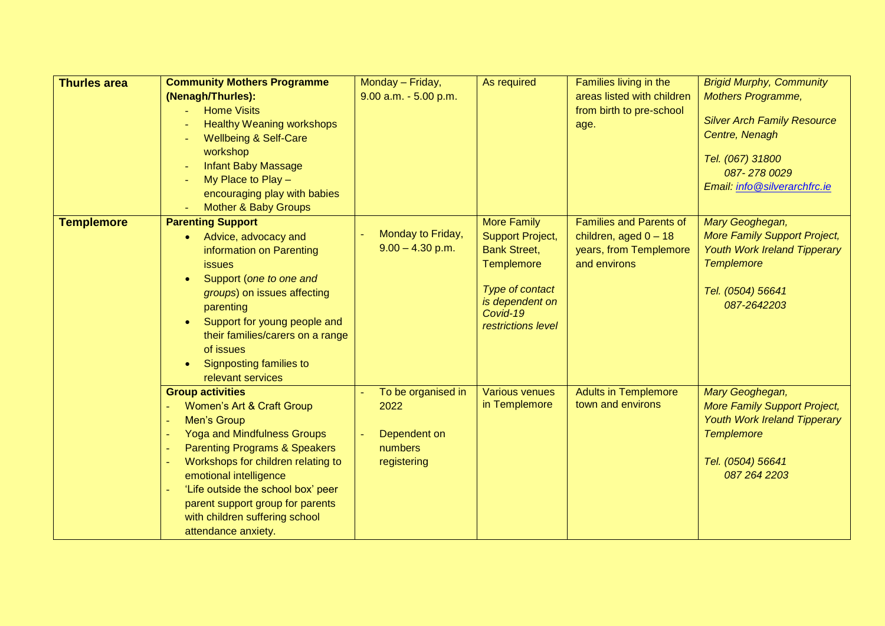| | | | | | |
|---|---|---|---|---|---|
| **Thurles area** | **Community Mothers Programme (Nenagh/Thurles):**<br>- Home Visits<br>- Healthy Weaning workshops<br>- Wellbeing & Self-Care workshop<br>- Infant Baby Massage<br>- My Place to Play – encouraging play with babies<br>- Mother & Baby Groups | Monday – Friday, 9.00 a.m. - 5.00 p.m. | As required | Families living in the areas listed with children from birth to pre-school age. | *Brigid Murphy, Community Mothers Programme,*<br>*Silver Arch Family Resource Centre, Nenagh*<br>*Tel. (067) 31800*<br>*087- 278 0029*<br>*Email: info@silverarchfrc.ie* |
| **Templemore** | **Parenting Support**<br>• Advice, advocacy and information on Parenting issues<br>• Support (*one to one and groups*) on issues affecting parenting<br>• Support for young people and their families/carers on a range of issues<br>• Signposting families to relevant services | - Monday to Friday, 9.00 – 4.30 p.m. | More Family Support Project, Bank Street, Templemore<br>*Type of contact is dependent on Covid-19 restrictions level* | Families and Parents of children, aged 0 – 18 years, from Templemore and environs | *Mary Geoghegan, More Family Support Project, Youth Work Ireland Tipperary Templemore*<br>*Tel. (0504) 56641*<br>*087-2642203* |
| | **Group activities**<br>- Women's Art & Craft Group<br>- Men's Group<br>- Yoga and Mindfulness Groups<br>- Parenting Programs & Speakers<br>- Workshops for children relating to emotional intelligence<br>- 'Life outside the school box' peer parent support group for parents with children suffering school attendance anxiety. | - To be organised in 2022<br>- Dependent on numbers registering | Various venues in Templemore | Adults in Templemore town and environs | *Mary Geoghegan, More Family Support Project, Youth Work Ireland Tipperary Templemore*<br>*Tel. (0504) 56641*<br>*087 264 2203* |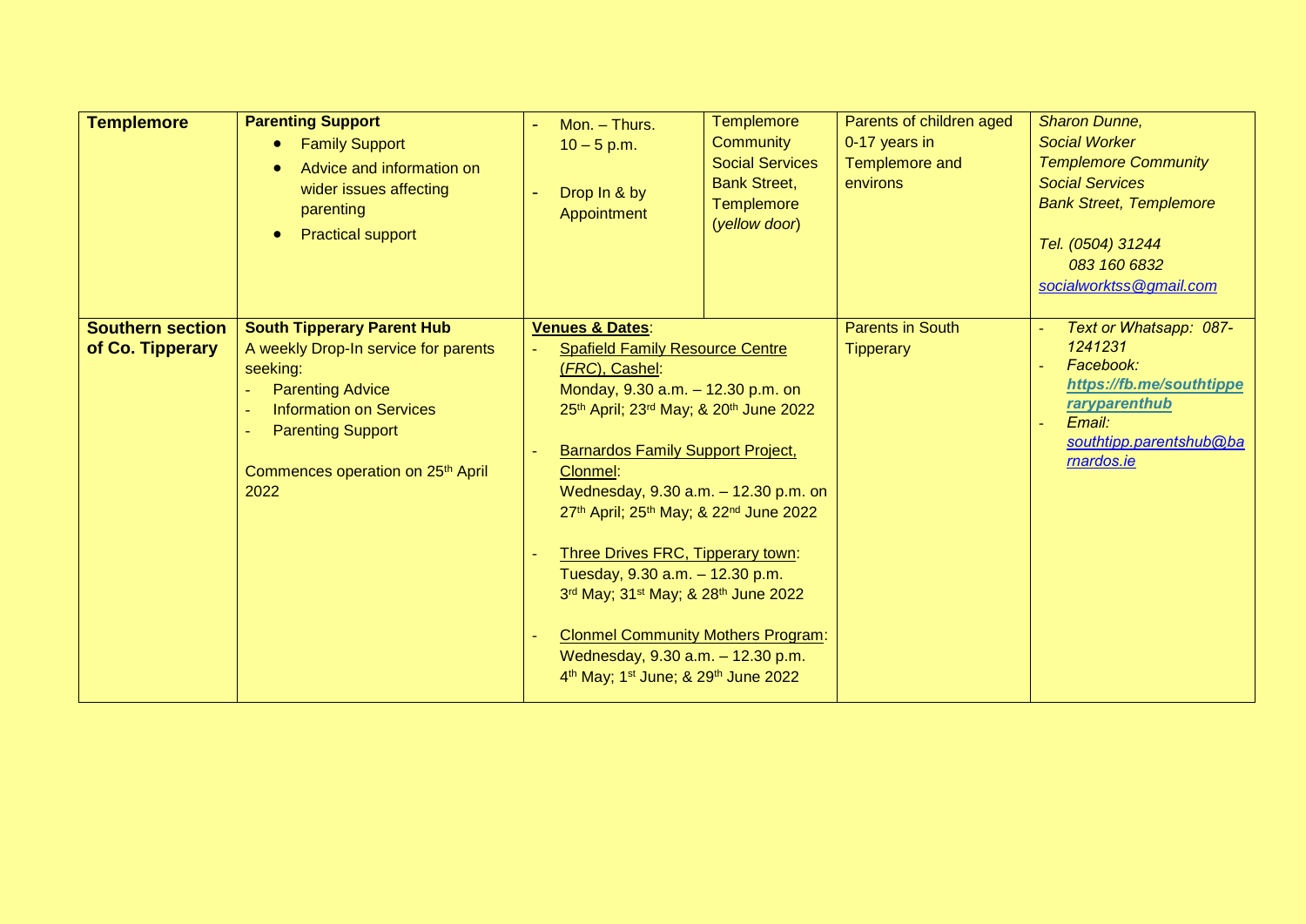| Templemore | **Parenting Support**<br>• Family Support<br>• Advice and information on wider issues affecting parenting<br>• Practical support | - Mon. – Thurs. 10 – 5 p.m.<br><br>- Drop In & by Appointment | Templemore Community Social Services Bank Street, Templemore (*yellow door*) | Parents of children aged 0-17 years in Templemore and environs | *Sharon Dunne,*<br>*Social Worker*<br>*Templemore Community Social Services*<br>*Bank Street, Templemore*<br><br>*Tel. (0504) 31244*<br>*083 160 6832*<br>*socialworktss@gmail.com* |
|---|---|---|---|---|---|
| **Southern section of Co. Tipperary** | **South Tipperary Parent Hub**<br>A weekly Drop-In service for parents seeking:<br>- Parenting Advice<br>- Information on Services<br>- Parenting Support<br><br>Commences operation on 25th April 2022 | **Venues & Dates**:<br>- Spafield Family Resource Centre (*FRC*), Cashel: Monday, 9.30 a.m. – 12.30 p.m. on 25th April; 23rd May; & 20th June 2022<br><br>- Barnardos Family Support Project, Clonmel: Wednesday, 9.30 a.m. – 12.30 p.m. on 27th April; 25th May; & 22nd June 2022<br><br>- Three Drives FRC, Tipperary town: Tuesday, 9.30 a.m. – 12.30 p.m. 3rd May; 31st May; & 28th June 2022<br><br>- Clonmel Community Mothers Program: Wednesday, 9.30 a.m. – 12.30 p.m. 4th May; 1st June; & 29th June 2022 | | Parents in South Tipperary | - *Text or Whatsapp: 087-1241231*<br>- *Facebook:* ***https://fb.me/southtipperaryparenthub***<br>- *Email: southtipp.parentshub@barnardos.ie* |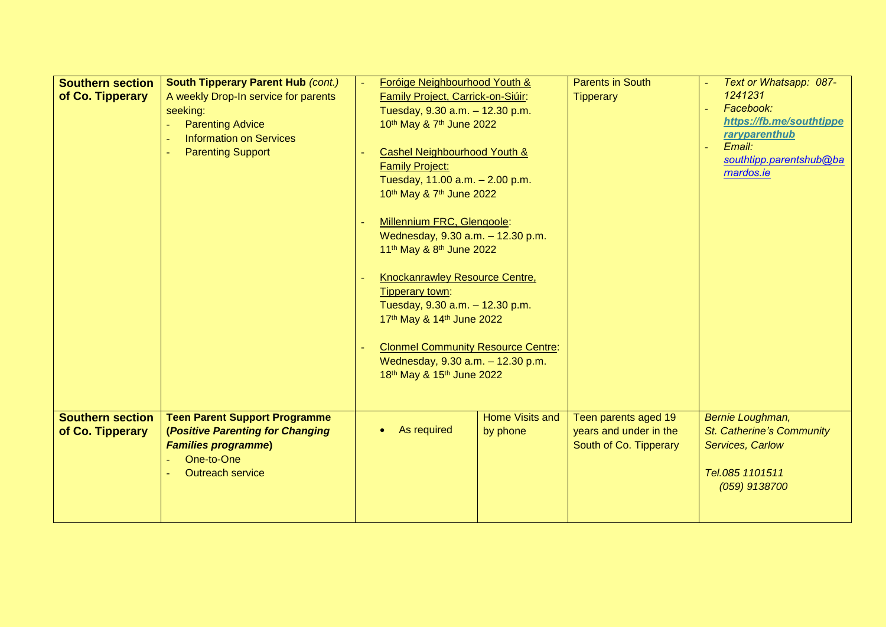| **Southern section of Co. Tipperary** | **South Tipperary Parent Hub** *(cont.)*<br>A weekly Drop-In service for parents seeking:<br>- Parenting Advice<br>- Information on Services<br>- Parenting Support | - Foróige Neighbourhood Youth & Family Project, Carrick-on-Siúir: Tuesday, 9.30 a.m. – 12.30 p.m. 10th May & 7th June 2022<br><br>- Cashel Neighbourhood Youth & Family Project: Tuesday, 11.00 a.m. – 2.00 p.m. 10th May & 7th June 2022<br><br>- Millennium FRC, Glengoole: Wednesday, 9.30 a.m. – 12.30 p.m. 11th May & 8th June 2022<br><br>- Knockanrawley Resource Centre, Tipperary town: Tuesday, 9.30 a.m. – 12.30 p.m. 17th May & 14th June 2022<br><br>- Clonmel Community Resource Centre: Wednesday, 9.30 a.m. – 12.30 p.m. 18th May & 15th June 2022 | | Parents in South Tipperary | - *Text or Whatsapp: 087-1241231*<br>- *Facebook:* ***https://fb.me/southtipperaryparenthub***<br>- *Email:* *southtipp.parentshub@barnardos.ie* |
|---|---|---|---|---|---|
| **Southern section of Co. Tipperary** | **Teen Parent Support Programme (*Positive Parenting for Changing Families programme*)**<br>- One-to-One<br>- Outreach service | • As required | Home Visits and by phone | Teen parents aged 19 years and under in the South of Co. Tipperary | *Bernie Loughman,*<br>*St. Catherine's Community Services, Carlow*<br><br>*Tel.085 1101511*<br>*(059) 9138700* |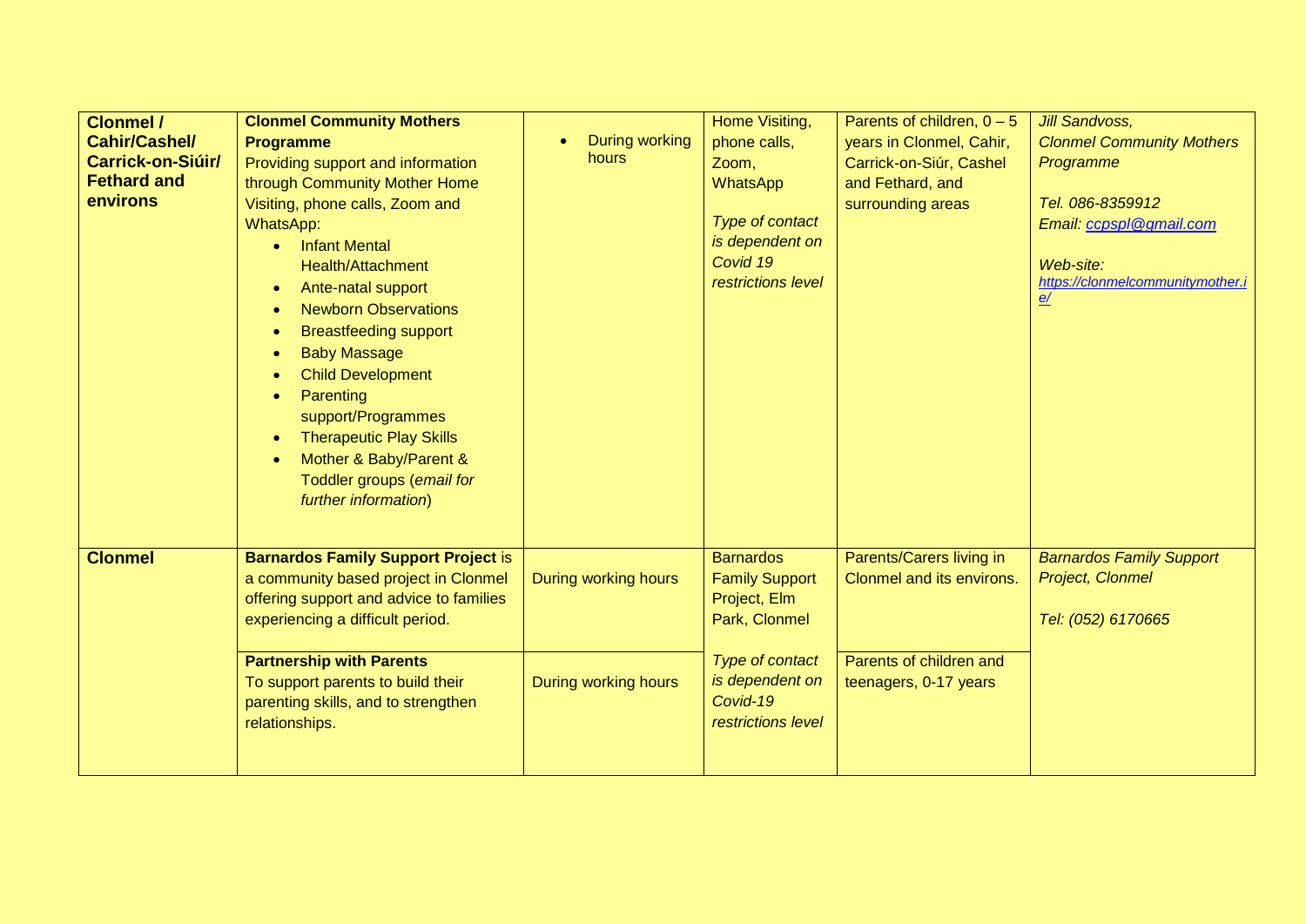| | | | | | |
|---|---|---|---|---|---|
| **Clonmel / Cahir/Cashel/ Carrick-on-Siúir/ Fethard and environs** | **Clonmel Community Mothers Programme**<br>Providing support and information through Community Mother Home Visiting, phone calls, Zoom and WhatsApp:<br>• Infant Mental Health/Attachment<br>• Ante-natal support<br>• Newborn Observations<br>• Breastfeeding support<br>• Baby Massage<br>• Child Development<br>• Parenting support/Programmes<br>• Therapeutic Play Skills<br>• Mother & Baby/Parent & Toddler groups (*email for further information*) | • During working hours | Home Visiting, phone calls, Zoom, WhatsApp<br><br>*Type of contact is dependent on Covid 19 restrictions level* | Parents of children, 0 – 5 years in Clonmel, Cahir, Carrick-on-Siúr, Cashel and Fethard, and surrounding areas | *Jill Sandvoss, Clonmel Community Mothers Programme*<br><br>*Tel. 086-8359912*<br>*Email: ccpspl@gmail.com*<br><br>*Web-site: https://clonmelcommunitymother.ie/* |
| **Clonmel** | **Barnardos Family Support Project** is a community based project in Clonmel offering support and advice to families experiencing a difficult period. | During working hours | Barnardos Family Support Project, Elm Park, Clonmel | Parents/Carers living in Clonmel and its environs. | *Barnardos Family Support Project, Clonmel*<br><br>*Tel: (052) 6170665* |
| | **Partnership with Parents**<br>To support parents to build their parenting skills, and to strengthen relationships. | During working hours | *Type of contact is dependent on Covid-19 restrictions level* | Parents of children and teenagers, 0-17 years | |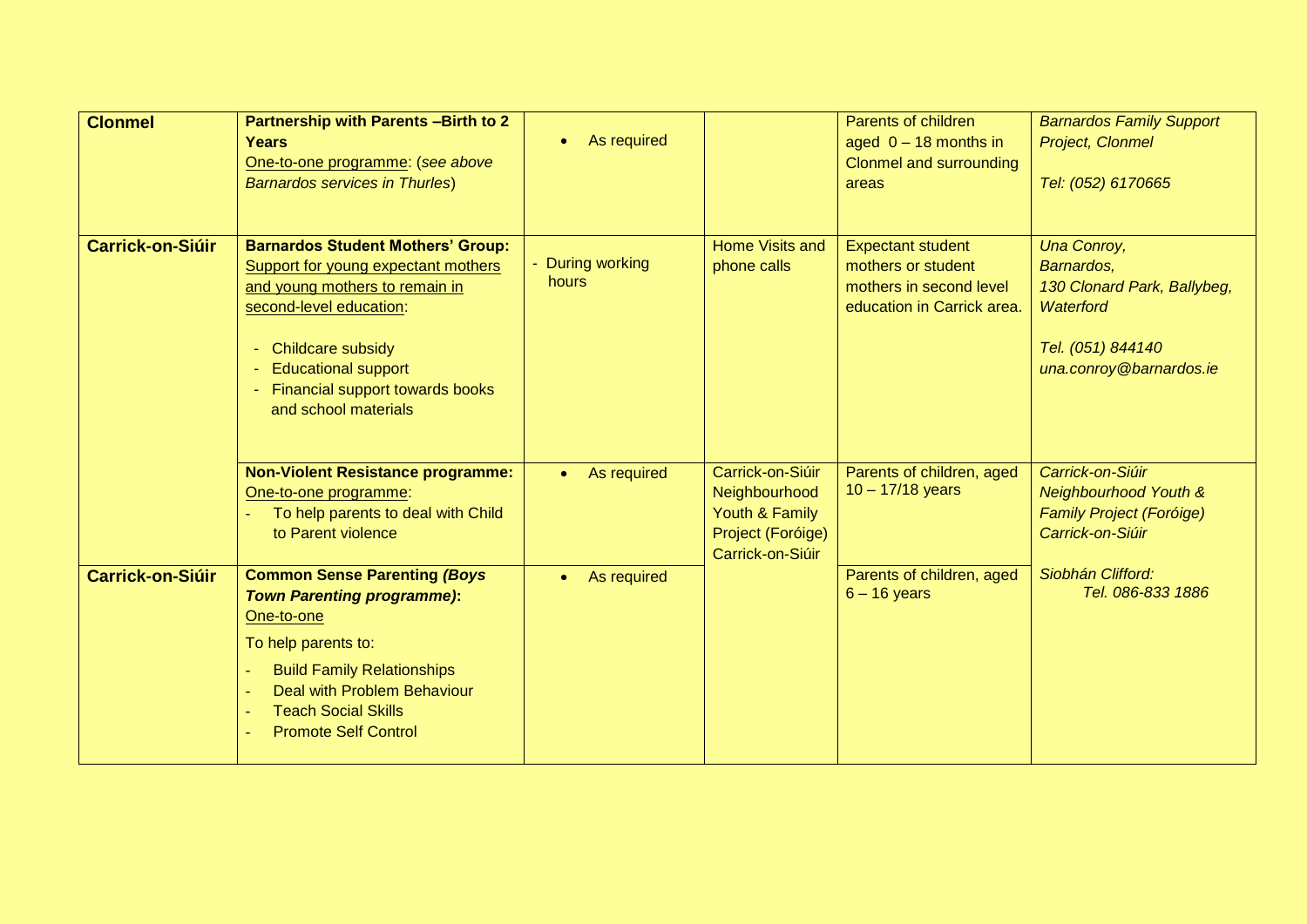| | | | | | |
|---|---|---|---|---|---|
| **Clonmel** | **Partnership with Parents –Birth to 2 Years**<br>One-to-one programme: (*see above Barnardos services in Thurles*) | • As required | | Parents of children aged 0 – 18 months in Clonmel and surrounding areas | *Barnardos Family Support Project, Clonmel*<br><br>*Tel: (052) 6170665* |
| **Carrick-on-Siúir** | **Barnardos Student Mothers' Group:**<br>Support for young expectant mothers and young mothers to remain in second-level education:<br><br>- Childcare subsidy<br>- Educational support<br>- Financial support towards books and school materials | - During working hours | Home Visits and phone calls | Expectant student mothers or student mothers in second level education in Carrick area. | *Una Conroy,*<br>*Barnardos,*<br>*130 Clonard Park, Ballybeg, Waterford*<br><br>*Tel. (051) 844140*<br>*una.conroy@barnardos.ie* |
| | **Non-Violent Resistance programme:**<br>One-to-one programme:<br>- To help parents to deal with Child to Parent violence | • As required | Carrick-on-Siúir Neighbourhood Youth & Family Project (Foróige) Carrick-on-Siúir | Parents of children, aged 10 – 17/18 years | *Carrick-on-Siúir Neighbourhood Youth & Family Project (Foróige) Carrick-on-Siúir*<br><br>*Siobhán Clifford:*<br>*Tel. 086-833 1886* |
| **Carrick-on-Siúir** | ***Common Sense Parenting (Boys Town Parenting programme):***<br>One-to-one<br><br>To help parents to:<br><br>- Build Family Relationships<br>- Deal with Problem Behaviour<br>- Teach Social Skills<br>- Promote Self Control | • As required | | Parents of children, aged 6 – 16 years | |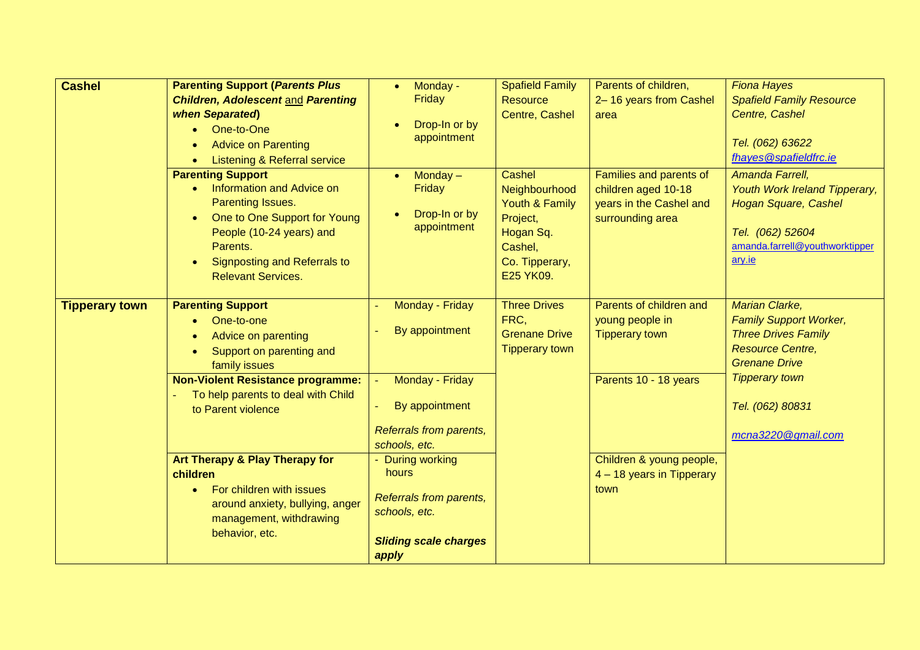| | | | | | |
|---|---|---|---|---|---|
| **Cashel** | **Parenting Support (*Parents Plus Children, Adolescent* and *Parenting when Separated*)**<br>• One-to-One<br>• Advice on Parenting<br>• Listening & Referral service | • Monday - Friday<br>• Drop-In or by appointment | Spafield Family Resource Centre, Cashel | Parents of children, 2– 16 years from Cashel area | *Fiona Hayes*<br>*Spafield Family Resource Centre, Cashel*<br>*Tel. (062) 63622*<br>*fhayes@spafieldfrc.ie* |
| | **Parenting Support**<br>• Information and Advice on Parenting Issues.<br>• One to One Support for Young People (10-24 years) and Parents.<br>• Signposting and Referrals to Relevant Services. | • Monday – Friday<br>• Drop-In or by appointment | Cashel Neighbourhood Youth & Family Project, Hogan Sq. Cashel, Co. Tipperary, E25 YK09. | Families and parents of children aged 10-18 years in the Cashel and surrounding area | *Amanda Farrell,*<br>*Youth Work Ireland Tipperary, Hogan Square, Cashel*<br>*Tel. (062) 52604*<br>amanda.farrell@youthworktipperary.ie |
| **Tipperary town** | **Parenting Support**<br>• One-to-one<br>• Advice on parenting<br>• Support on parenting and family issues | - Monday - Friday<br>- By appointment | Three Drives FRC, Grenane Drive Tipperary town | Parents of children and young people in Tipperary town | *Marian Clarke,*<br>*Family Support Worker, Three Drives Family Resource Centre, Grenane Drive Tipperary town*<br>*Tel. (062) 80831*<br>*mcna3220@gmail.com* |
| | **Non-Violent Resistance programme:**<br>- To help parents to deal with Child to Parent violence | - Monday - Friday<br>- By appointment<br>*Referrals from parents, schools, etc.* | | Parents 10 - 18 years | |
| | **Art Therapy & Play Therapy for children**<br>• For children with issues around anxiety, bullying, anger management, withdrawing behavior, etc. | - During working hours<br>*Referrals from parents, schools, etc.*<br>***Sliding scale charges apply*** | | Children & young people, 4 – 18 years in Tipperary town | |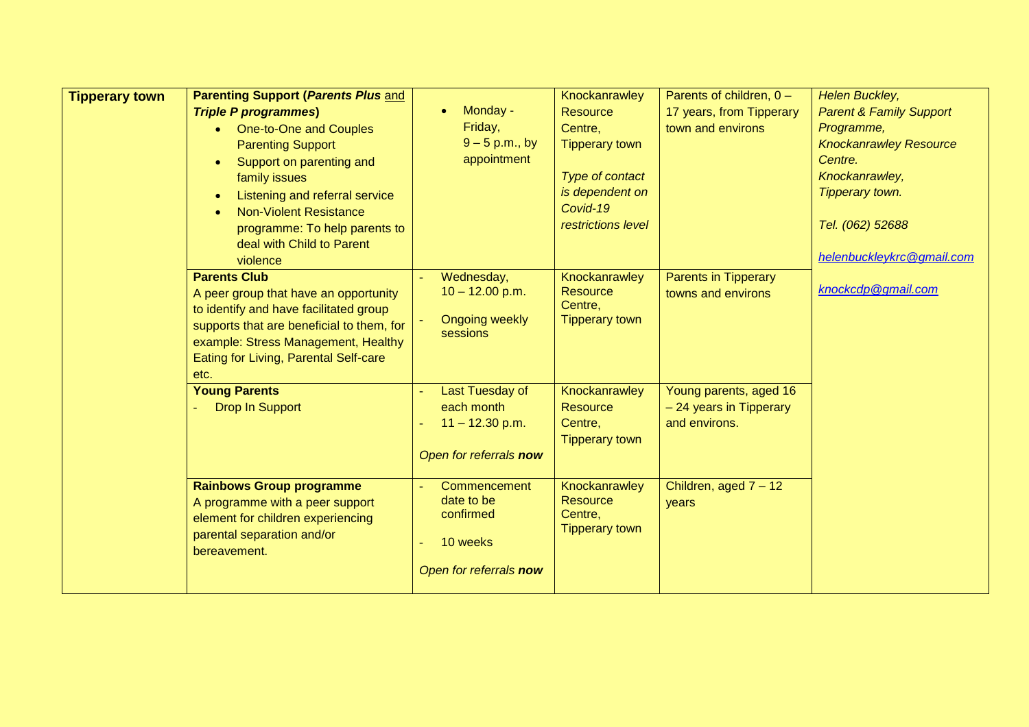| Tipperary town | **Parenting Support (*Parents Plus* and *Triple P programmes*)**<br>• One-to-One and Couples Parenting Support<br>• Support on parenting and family issues<br>• Listening and referral service<br>• Non-Violent Resistance programme: To help parents to deal with Child to Parent violence | • Monday - Friday, 9 – 5 p.m., by appointment | Knockanrawley Resource Centre, Tipperary town<br><br>*Type of contact is dependent on Covid-19 restrictions level* | Parents of children, 0 – 17 years, from Tipperary town and environs | *Helen Buckley, Parent & Family Support Programme, Knockanrawley Resource Centre. Knockanrawley, Tipperary town.*<br><br>*Tel. (062) 52688*<br><br>*helenbuckleykrc@gmail.com*<br><br>*knockcdp@gmail.com* |
|---|---|---|---|---|---|
| | **Parents Club**<br>A peer group that have an opportunity to identify and have facilitated group supports that are beneficial to them, for example: Stress Management, Healthy Eating for Living, Parental Self-care etc. | - Wednesday, 10 – 12.00 p.m.<br>- Ongoing weekly sessions | Knockanrawley Resource Centre, Tipperary town | Parents in Tipperary towns and environs | |
| | **Young Parents**<br>- Drop In Support | - Last Tuesday of each month<br>- 11 – 12.30 p.m.<br><br>*Open for referrals **now*** | Knockanrawley Resource Centre, Tipperary town | Young parents, aged 16 – 24 years in Tipperary and environs. | |
| | **Rainbows Group programme**<br>A programme with a peer support element for children experiencing parental separation and/or bereavement. | - Commencement date to be confirmed<br>- 10 weeks<br><br>*Open for referrals **now*** | Knockanrawley Resource Centre, Tipperary town | Children, aged 7 – 12 years | |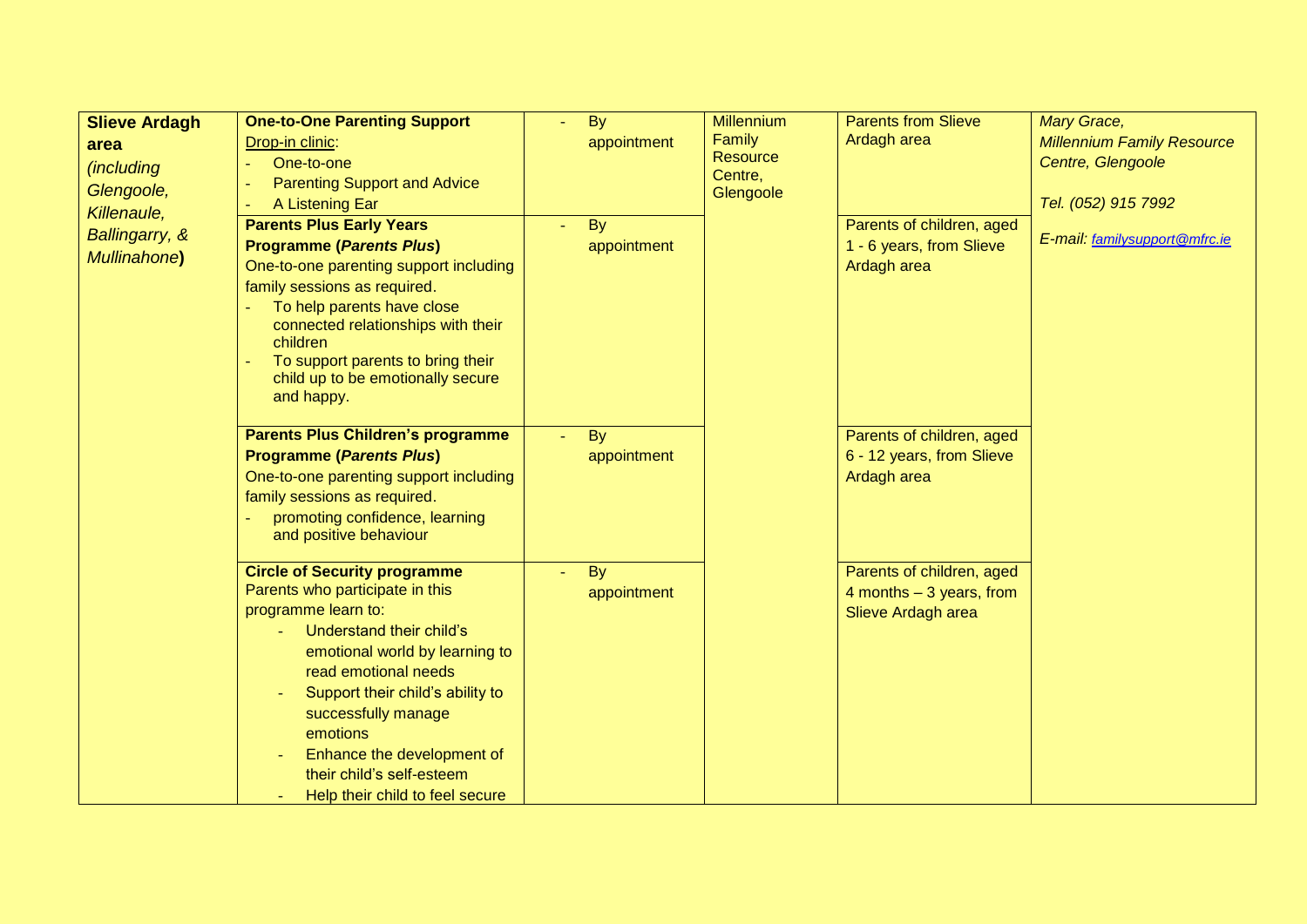| | | | | | |
|---|---|---|---|---|---|
| **Slieve Ardagh area** *(including Glengoole, Killenaule, Ballingarry, & Mullinahone***)** | **One-to-One Parenting Support**<br>Drop-in clinic:<br>- One-to-one<br>- Parenting Support and Advice<br>- A Listening Ear | - By appointment | Millennium Family Resource Centre, Glengoole | Parents from Slieve Ardagh area | *Mary Grace,*<br>*Millennium Family Resource Centre, Glengoole*<br><br>*Tel. (052) 915 7992*<br><br>*E-mail: familysupport@mfrc.ie* |
| | **Parents Plus Early Years Programme (*Parents Plus*)**<br>One-to-one parenting support including family sessions as required.<br>- To help parents have close connected relationships with their children<br>- To support parents to bring their child up to be emotionally secure and happy. | - By appointment | | Parents of children, aged 1 - 6 years, from Slieve Ardagh area | |
| | **Parents Plus Children's programme Programme (*Parents Plus*)**<br>One-to-one parenting support including family sessions as required.<br>- promoting confidence, learning and positive behaviour | - By appointment | | Parents of children, aged 6 - 12 years, from Slieve Ardagh area | |
| | **Circle of Security programme**<br>Parents who participate in this programme learn to:<br>- Understand their child's emotional world by learning to read emotional needs<br>- Support their child's ability to successfully manage emotions<br>- Enhance the development of their child's self-esteem<br>- Help their child to feel secure | - By appointment | | Parents of children, aged 4 months – 3 years, from Slieve Ardagh area | |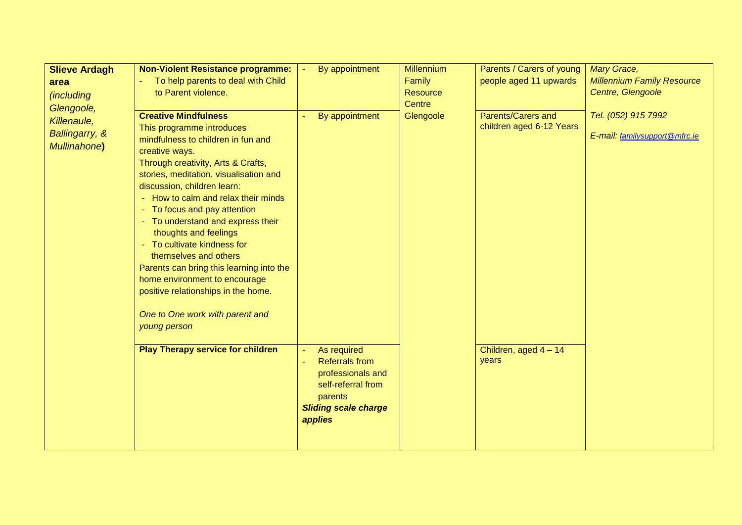| **Slieve Ardagh area** *(including Glengoole, Killenaule, Ballingarry, & Mullinahone)* | **Non-Violent Resistance programme:**<br>- To help parents to deal with Child to Parent violence. | - By appointment | Millennium Family Resource Centre Glengoole | Parents / Carers of young people aged 11 upwards | *Mary Grace, Millennium Family Resource Centre, Glengoole*<br><br>*Tel. (052) 915 7992*<br><br>*E-mail: familysupport@mfrc.ie* |
|---|---|---|---|---|---|
| | **Creative Mindfulness**<br>This programme introduces mindfulness to children in fun and creative ways.<br>Through creativity, Arts & Crafts, stories, meditation, visualisation and discussion, children learn:<br>- How to calm and relax their minds<br>- To focus and pay attention<br>- To understand and express their thoughts and feelings<br>- To cultivate kindness for themselves and others<br>Parents can bring this learning into the home environment to encourage positive relationships in the home.<br><br>*One to One work with parent and young person* | - By appointment | | Parents/Carers and children aged 6-12 Years | |
| | **Play Therapy service for children** | - As required<br>- Referrals from professionals and self-referral from parents<br>***Sliding scale charge applies*** | | Children, aged 4 – 14 years | |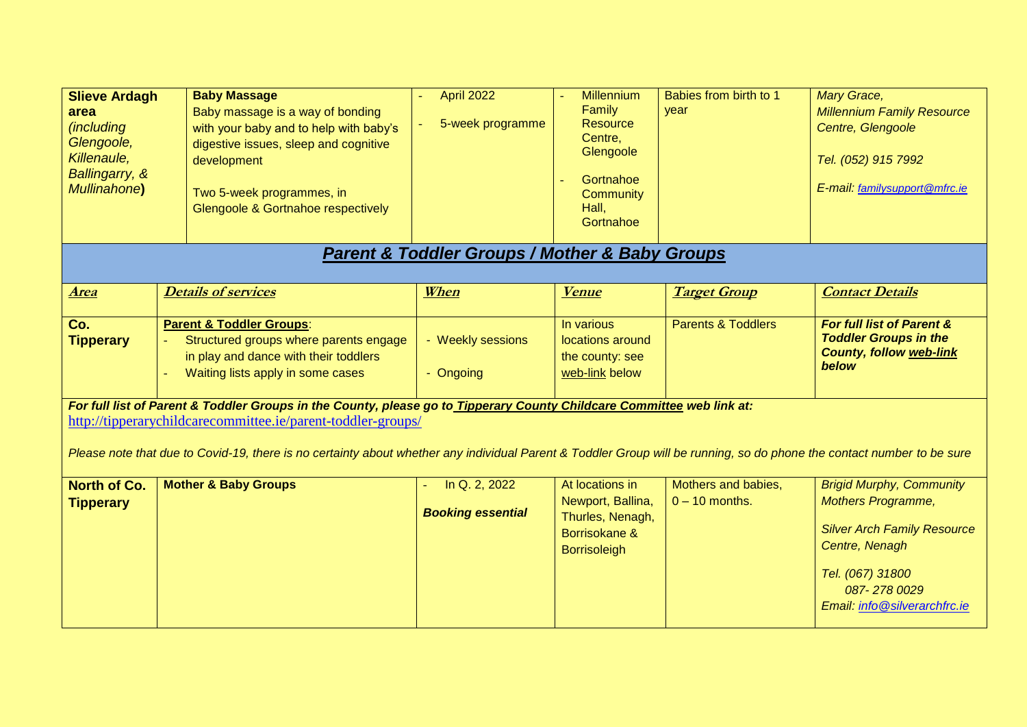| **Slieve Ardagh area** *(including Glengoole, Killenaule, Ballingarry, & Mullinahone)* | **Baby Massage** Baby massage is a way of bonding with your baby and to help with baby's digestive issues, sleep and cognitive development<br><br>Two 5-week programmes, in Glengoole & Gortnahoe respectively | - April 2022<br>- 5-week programme | - Millennium Family Resource Centre, Glengoole<br>- Gortnahoe Community Hall, Gortnahoe | Babies from birth to 1 year | *Mary Grace, Millennium Family Resource Centre, Glengoole*<br><br>*Tel. (052) 915 7992*<br><br>*E-mail: familysupport@mfrc.ie* |
|---|---|---|---|---|---|

## ***Parent & Toddler Groups / Mother & Baby Groups***

| ***Area*** | ***Details of services*** | ***When*** | ***Venue*** | ***Target Group*** | ***Contact Details*** |
|---|---|---|---|---|---|
| **Co. Tipperary** | **Parent & Toddler Groups**:<br>- Structured groups where parents engage in play and dance with their toddlers<br>- Waiting lists apply in some cases | - Weekly sessions<br>- Ongoing | In various locations around the county: see web-link below | Parents & Toddlers | ***For full list of Parent & Toddler Groups in the County, follow web-link below*** |

***For full list of Parent & Toddler Groups in the County, please go to Tipperary County Childcare Committee web link at:***
http://tipperarychildcarecommittee.ie/parent-toddler-groups/

*Please note that due to Covid-19, there is no certainty about whether any individual Parent & Toddler Group will be running, so do phone the contact number to be sure*

| **North of Co. Tipperary** | **Mother & Baby Groups** | - In Q. 2, 2022<br>***Booking essential*** | At locations in Newport, Ballina, Thurles, Nenagh, Borrisokane & Borrisoleigh | Mothers and babies, 0 – 10 months. | *Brigid Murphy, Community Mothers Programme,*<br><br>*Silver Arch Family Resource Centre, Nenagh*<br><br>*Tel. (067) 31800*<br>*087- 278 0029*<br>*Email: info@silverarchfrc.ie* |
|---|---|---|---|---|---|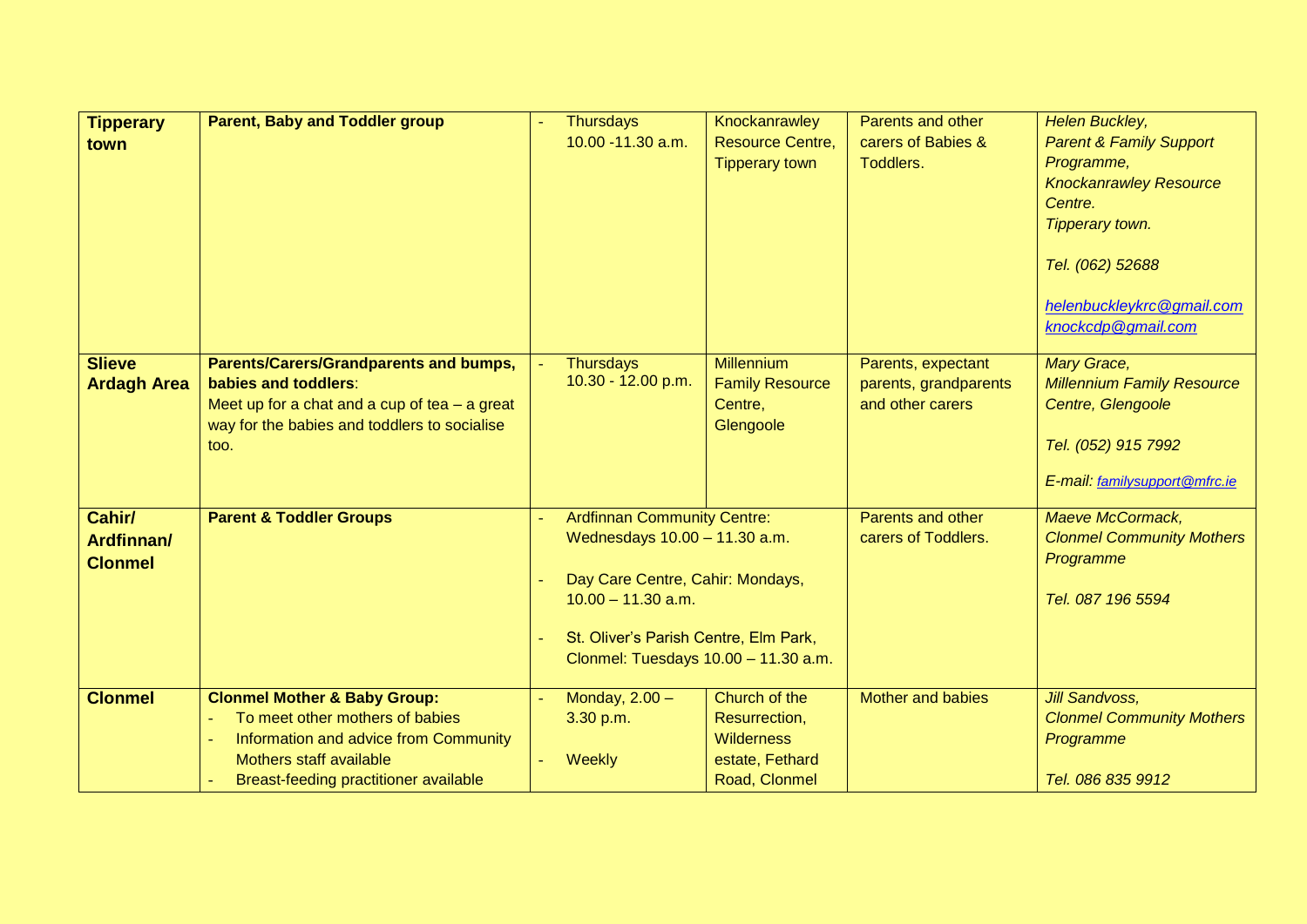| **Tipperary town** | **Parent, Baby and Toddler group** | - Thursdays 10.00 -11.30 a.m. | Knockanrawley Resource Centre, Tipperary town | Parents and other carers of Babies & Toddlers. | *Helen Buckley, Parent & Family Support Programme, Knockanrawley Resource Centre. Tipperary town.* <br><br> *Tel. (062) 52688* <br><br> *helenbuckleykrc@gmail.com* <br> *knockcdp@gmail.com* |
|---|---|---|---|---|---|
| **Slieve Ardagh Area** | **Parents/Carers/Grandparents and bumps, babies and toddlers**: Meet up for a chat and a cup of tea – a great way for the babies and toddlers to socialise too. | - Thursdays 10.30 - 12.00 p.m. | Millennium Family Resource Centre, Glengoole | Parents, expectant parents, grandparents and other carers | *Mary Grace, Millennium Family Resource Centre, Glengoole* <br><br> *Tel. (052) 915 7992* <br><br> *E-mail: familysupport@mfrc.ie* |
| **Cahir/ Ardfinnan/ Clonmel** | **Parent & Toddler Groups** | - Ardfinnan Community Centre: Wednesdays 10.00 – 11.30 a.m. <br><br> - Day Care Centre, Cahir: Mondays, 10.00 – 11.30 a.m. <br><br> - St. Oliver's Parish Centre, Elm Park, Clonmel: Tuesdays 10.00 – 11.30 a.m. | | Parents and other carers of Toddlers. | *Maeve McCormack, Clonmel Community Mothers Programme* <br><br> *Tel. 087 196 5594* |
| **Clonmel** | **Clonmel Mother & Baby Group:** <br> - To meet other mothers of babies <br> - Information and advice from Community Mothers staff available <br> - Breast-feeding practitioner available | - Monday, 2.00 – 3.30 p.m. <br><br> - Weekly | Church of the Resurrection, Wilderness estate, Fethard Road, Clonmel | Mother and babies | *Jill Sandvoss, Clonmel Community Mothers Programme* <br><br> *Tel. 086 835 9912* |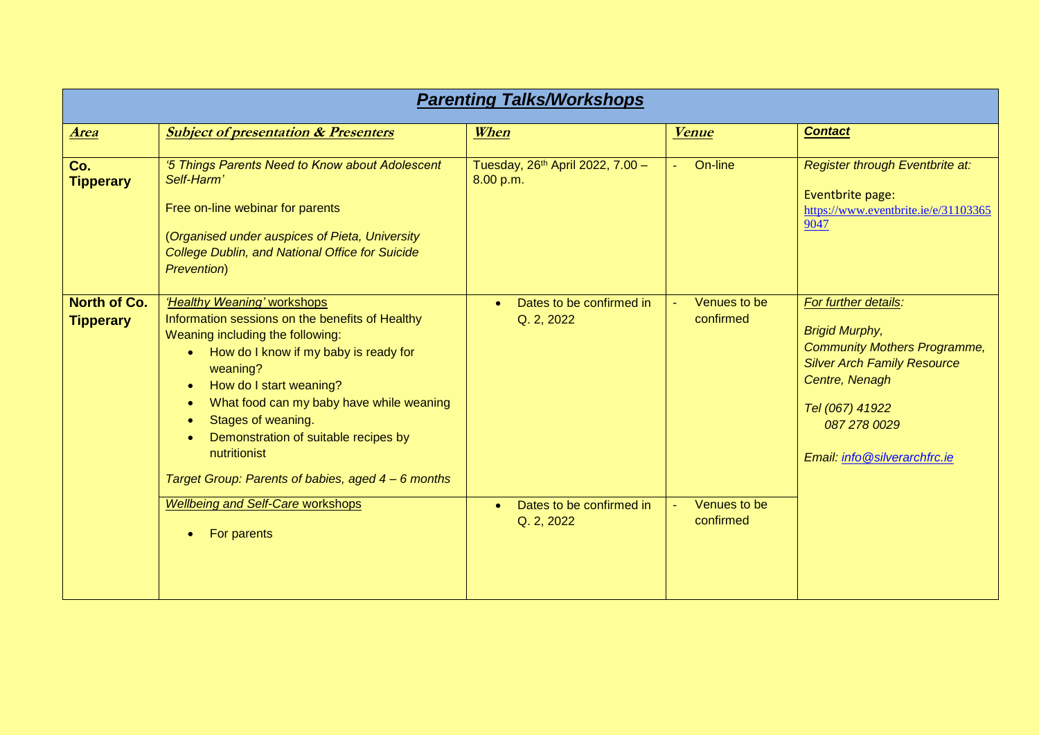| ***Parenting Talks/Workshops*** | | | | |
|---|---|---|---|---|
| ***Area*** | ***Subject of presentation & Presenters*** | ***When*** | ***Venue*** | ***Contact*** |
| **Co. Tipperary** | *'5 Things Parents Need to Know about Adolescent Self-Harm'*<br><br>Free on-line webinar for parents<br><br>(*Organised under auspices of Pieta, University College Dublin, and National Office for Suicide Prevention*) | Tuesday, 26th April 2022, 7.00 – 8.00 p.m. | - On-line | *Register through Eventbrite at:*<br><br>Eventbrite page: https://www.eventbrite.ie/e/311033659047 |
| **North of Co. Tipperary** | *'Healthy Weaning'* workshops<br>Information sessions on the benefits of Healthy Weaning including the following:<br>• How do I know if my baby is ready for weaning?<br>• How do I start weaning?<br>• What food can my baby have while weaning<br>• Stages of weaning.<br>• Demonstration of suitable recipes by nutritionist<br><br>*Target Group: Parents of babies, aged 4 – 6 months* | • Dates to be confirmed in Q. 2, 2022 | - Venues to be confirmed | *For further details:*<br><br>*Brigid Murphy,*<br>*Community Mothers Programme, Silver Arch Family Resource Centre, Nenagh*<br><br>*Tel (067) 41922*<br>*087 278 0029*<br><br>*Email: info@silverarchfrc.ie* |
| | *Wellbeing and Self-Care* workshops<br><br>• For parents | • Dates to be confirmed in Q. 2, 2022 | - Venues to be confirmed | |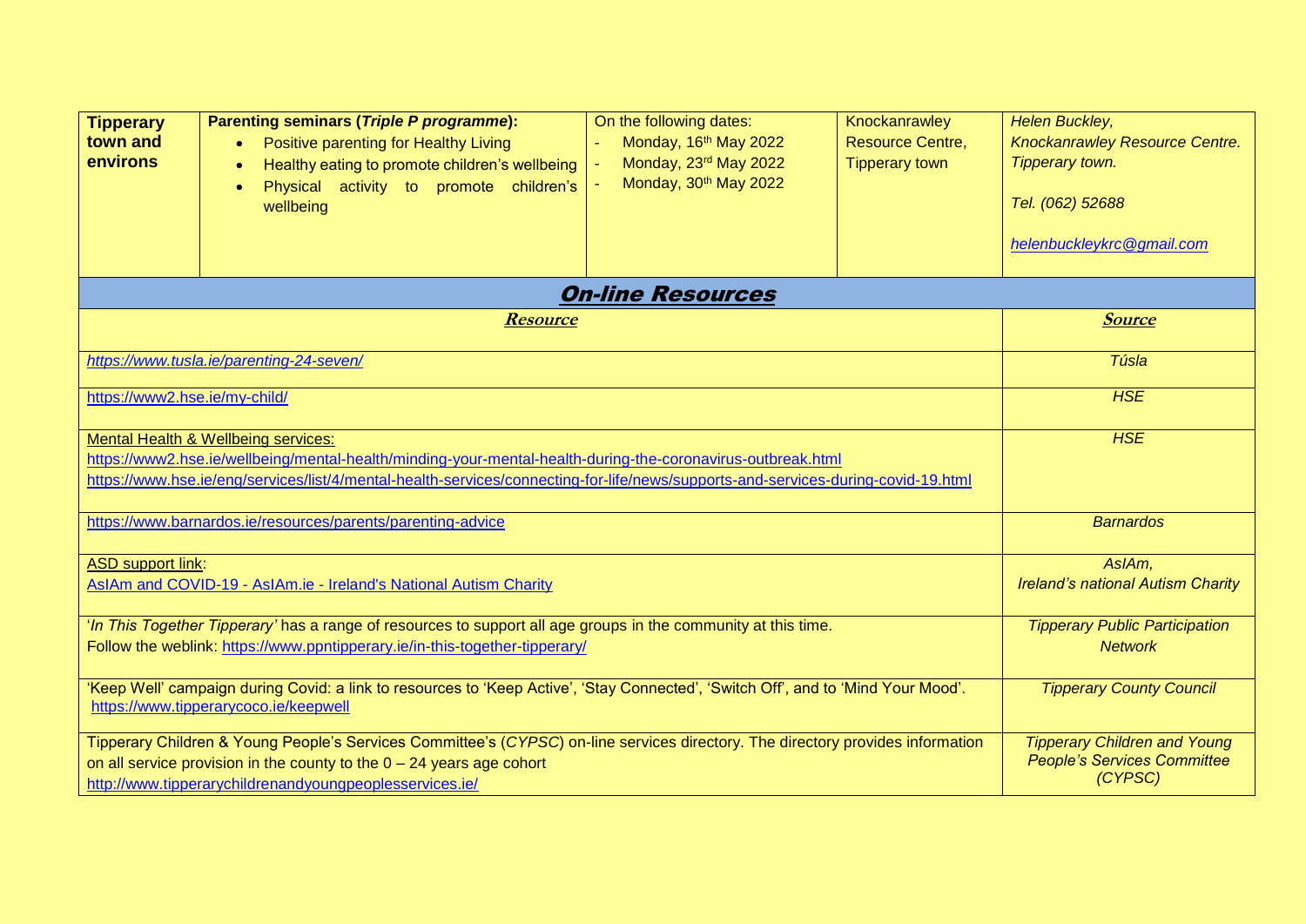| **Tipperary town and environs** | **Parenting seminars (*Triple P programme*):**<br>• Positive parenting for Healthy Living<br>• Healthy eating to promote children's wellbeing<br>• Physical activity to promote children's wellbeing | On the following dates:<br>- Monday, 16th May 2022<br>- Monday, 23rd May 2022<br>- Monday, 30th May 2022 | Knockanrawley Resource Centre, Tipperary town | *Helen Buckley,*<br>*Knockanrawley Resource Centre. Tipperary town.*<br><br>*Tel. (062) 52688*<br><br>*helenbuckleykrc@gmail.com* |
|---|---|---|---|---|

## *On-line Resources*

| ***Resource*** | ***Source*** |
|---|---|
| *https://www.tusla.ie/parenting-24-seven/* | *Túsla* |
| https://www2.hse.ie/my-child/ | *HSE* |
| Mental Health & Wellbeing services:<br>https://www2.hse.ie/wellbeing/mental-health/minding-your-mental-health-during-the-coronavirus-outbreak.html<br>https://www.hse.ie/eng/services/list/4/mental-health-services/connecting-for-life/news/supports-and-services-during-covid-19.html | *HSE* |
| https://www.barnardos.ie/resources/parents/parenting-advice | *Barnardos* |
| ASD support link:<br>AsIAm and COVID-19 - AsIAm.ie - Ireland's National Autism Charity | *AsIAm,*<br>*Ireland's national Autism Charity* |
| '*In This Together Tipperary'* has a range of resources to support all age groups in the community at this time.<br>Follow the weblink: https://www.ppntipperary.ie/in-this-together-tipperary/ | *Tipperary Public Participation Network* |
| 'Keep Well' campaign during Covid: a link to resources to 'Keep Active', 'Stay Connected', 'Switch Off', and to 'Mind Your Mood'.<br>https://www.tipperarycoco.ie/keepwell | *Tipperary County Council* |
| Tipperary Children & Young People's Services Committee's (*CYPSC*) on-line services directory. The directory provides information on all service provision in the county to the 0 – 24 years age cohort<br>http://www.tipperarychildrenandyoungpeoplesservices.ie/ | *Tipperary Children and Young People's Services Committee (CYPSC)* |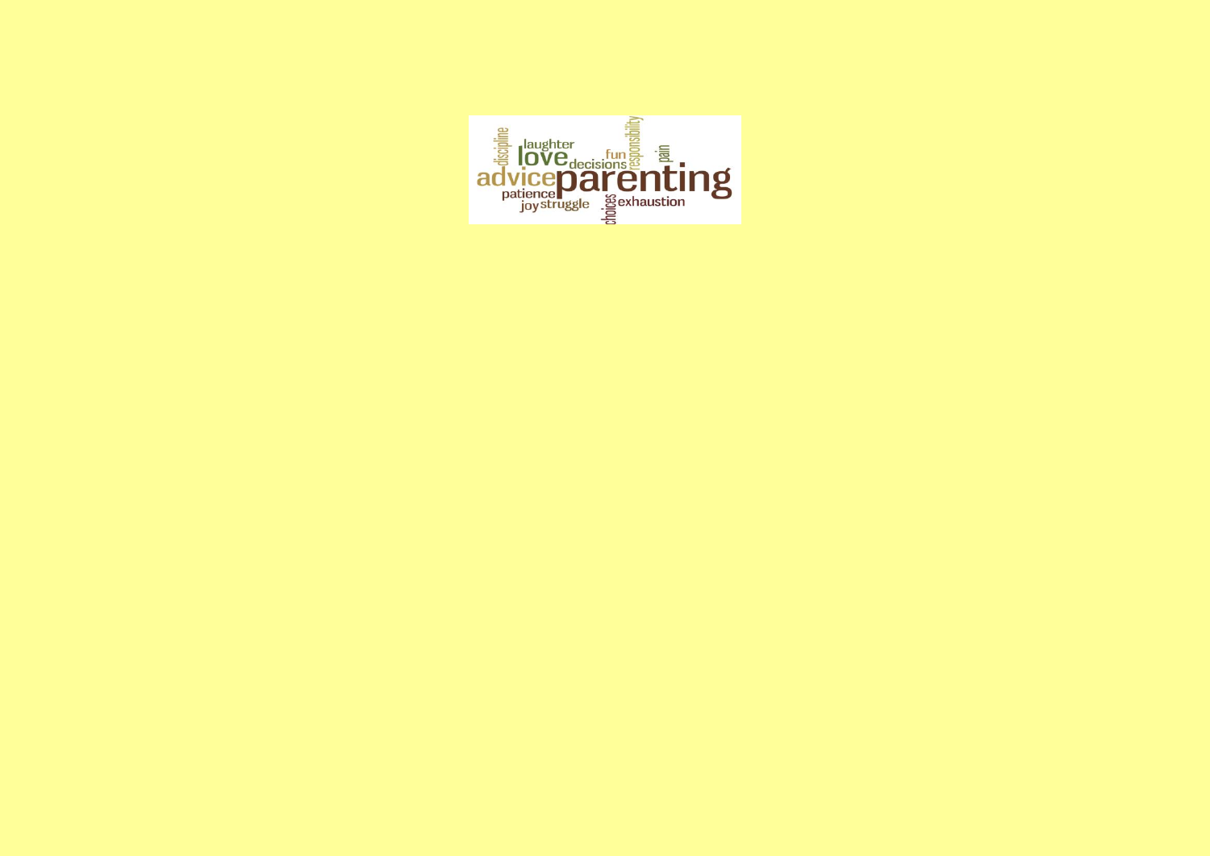discipline

laughter

love

decisions

fun

responsibility

pain

advice

parenting

patience

joy

struggle

choices

exhaustion